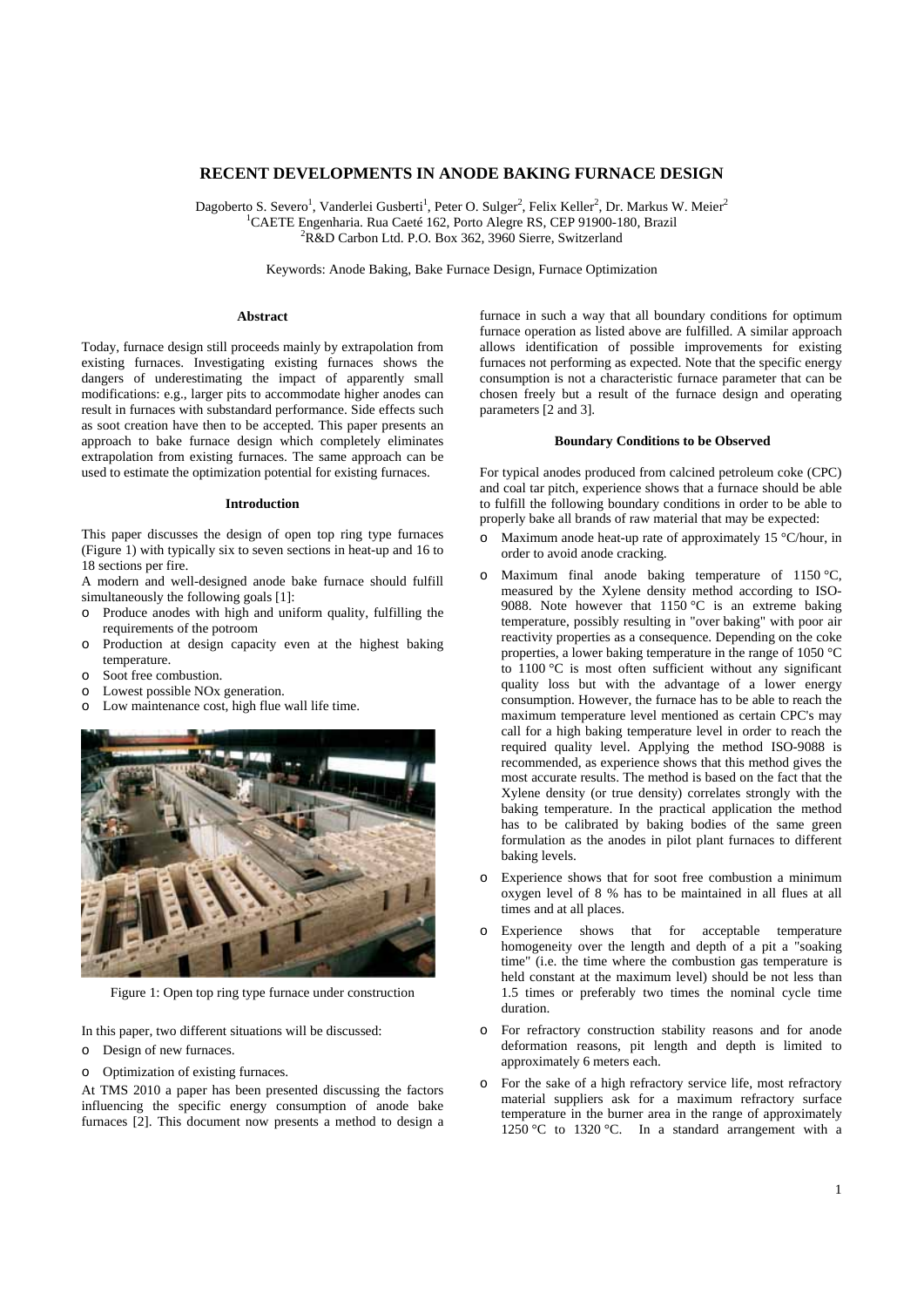# RECENT DEVELOPMENTS IN ANODE BAKING FURNACE DESIGN

Dagoberto S. Severo[1], Vanderlei Gusberti[1], Peter O. Sulger[2], Felix Keller[2], Dr. Markus W. Meier[2]
[1]CAETE Engenharia. Rua Caeté 162, Porto Alegre RS, CEP 91900-180, Brazil
[2]R&D Carbon Ltd. P.O. Box 362, 3960 Sierre, Switzerland

Keywords: Anode Baking, Bake Furnace Design, Furnace Optimization

## Abstract

Today, furnace design still proceeds mainly by extrapolation from existing furnaces. Investigating existing furnaces shows the dangers of underestimating the impact of apparently small modifications: e.g., larger pits to accommodate higher anodes can result in furnaces with substandard performance. Side effects such as soot creation have then to be accepted. This paper presents an approach to bake furnace design which completely eliminates extrapolation from existing furnaces. The same approach can be used to estimate the optimization potential for existing furnaces.

## Introduction

This paper discusses the design of open top ring type furnaces (Figure 1) with typically six to seven sections in heat-up and 16 to 18 sections per fire.

A modern and well-designed anode bake furnace should fulfill simultaneously the following goals [1]:

- Produce anodes with high and uniform quality, fulfilling the requirements of the potroom
- Production at design capacity even at the highest baking temperature.
- Soot free combustion.
- Lowest possible NOx generation.
- Low maintenance cost, high flue wall life time.

Figure 1: Open top ring type furnace under construction

In this paper, two different situations will be discussed:

- Design of new furnaces.
- Optimization of existing furnaces.

At TMS 2010 a paper has been presented discussing the factors influencing the specific energy consumption of anode bake furnaces [2]. This document now presents a method to design a furnace in such a way that all boundary conditions for optimum furnace operation as listed above are fulfilled. A similar approach allows identification of possible improvements for existing furnaces not performing as expected. Note that the specific energy consumption is not a characteristic furnace parameter that can be chosen freely but a result of the furnace design and operating parameters [2 and 3].

## Boundary Conditions to be Observed

For typical anodes produced from calcined petroleum coke (CPC) and coal tar pitch, experience shows that a furnace should be able to fulfill the following boundary conditions in order to be able to properly bake all brands of raw material that may be expected:

- Maximum anode heat-up rate of approximately 15 °C/hour, in order to avoid anode cracking.
- Maximum final anode baking temperature of 1150 °C, measured by the Xylene density method according to ISO-9088. Note however that 1150 °C is an extreme baking temperature, possibly resulting in "over baking" with poor air reactivity properties as a consequence. Depending on the coke properties, a lower baking temperature in the range of 1050 °C to 1100 °C is most often sufficient without any significant quality loss but with the advantage of a lower energy consumption. However, the furnace has to be able to reach the maximum temperature level mentioned as certain CPC's may call for a high baking temperature level in order to reach the required quality level. Applying the method ISO-9088 is recommended, as experience shows that this method gives the most accurate results. The method is based on the fact that the Xylene density (or true density) correlates strongly with the baking temperature. In the practical application the method has to be calibrated by baking bodies of the same green formulation as the anodes in pilot plant furnaces to different baking levels.
- Experience shows that for soot free combustion a minimum oxygen level of 8 % has to be maintained in all flues at all times and at all places.
- Experience shows that for acceptable temperature homogeneity over the length and depth of a pit a "soaking time" (i.e. the time where the combustion gas temperature is held constant at the maximum level) should be not less than 1.5 times or preferably two times the nominal cycle time duration.
- For refractory construction stability reasons and for anode deformation reasons, pit length and depth is limited to approximately 6 meters each.
- For the sake of a high refractory service life, most refractory material suppliers ask for a maximum refractory surface temperature in the burner area in the range of approximately 1250 °C to 1320 °C. In a standard arrangement with a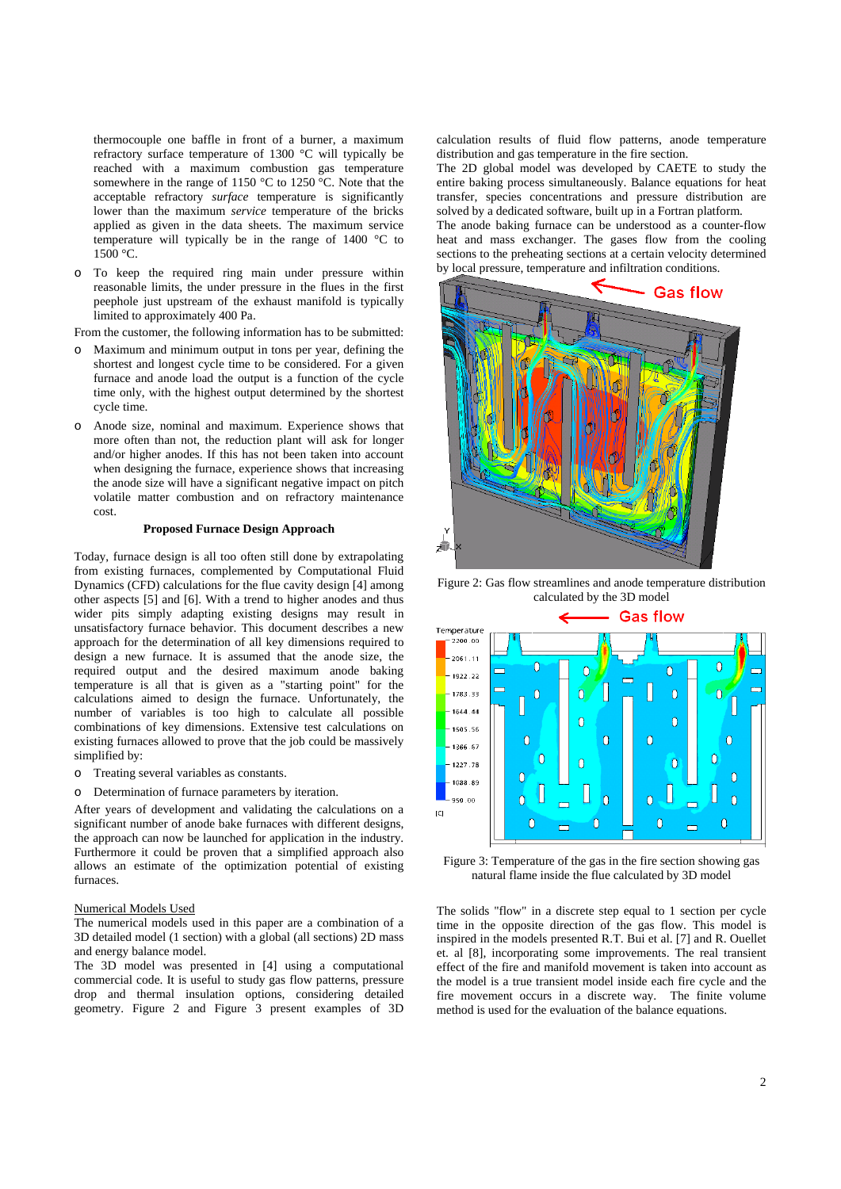thermocouple one baffle in front of a burner, a maximum refractory surface temperature of 1300 °C will typically be reached with a maximum combustion gas temperature somewhere in the range of 1150 °C to 1250 °C. Note that the acceptable refractory *surface* temperature is significantly lower than the maximum *service* temperature of the bricks applied as given in the data sheets. The maximum service temperature will typically be in the range of 1400 °C to 1500 °C.

- To keep the required ring main under pressure within reasonable limits, the under pressure in the flues in the first peephole just upstream of the exhaust manifold is typically limited to approximately 400 Pa.

From the customer, the following information has to be submitted:

- Maximum and minimum output in tons per year, defining the shortest and longest cycle time to be considered. For a given furnace and anode load the output is a function of the cycle time only, with the highest output determined by the shortest cycle time.
- Anode size, nominal and maximum. Experience shows that more often than not, the reduction plant will ask for longer and/or higher anodes. If this has not been taken into account when designing the furnace, experience shows that increasing the anode size will have a significant negative impact on pitch volatile matter combustion and on refractory maintenance cost.

**Proposed Furnace Design Approach**

Today, furnace design is all too often still done by extrapolating from existing furnaces, complemented by Computational Fluid Dynamics (CFD) calculations for the flue cavity design [4] among other aspects [5] and [6]. With a trend to higher anodes and thus wider pits simply adapting existing designs may result in unsatisfactory furnace behavior. This document describes a new approach for the determination of all key dimensions required to design a new furnace. It is assumed that the anode size, the required output and the desired maximum anode baking temperature is all that is given as a "starting point" for the calculations aimed to design the furnace. Unfortunately, the number of variables is too high to calculate all possible combinations of key dimensions. Extensive test calculations on existing furnaces allowed to prove that the job could be massively simplified by:

- Treating several variables as constants.
- Determination of furnace parameters by iteration.

After years of development and validating the calculations on a significant number of anode bake furnaces with different designs, the approach can now be launched for application in the industry. Furthermore it could be proven that a simplified approach also allows an estimate of the optimization potential of existing furnaces.

Numerical Models Used

The numerical models used in this paper are a combination of a 3D detailed model (1 section) with a global (all sections) 2D mass and energy balance model.

The 3D model was presented in [4] using a computational commercial code. It is useful to study gas flow patterns, pressure drop and thermal insulation options, considering detailed geometry. Figure 2 and Figure 3 present examples of 3D calculation results of fluid flow patterns, anode temperature distribution and gas temperature in the fire section.

The 2D global model was developed by CAETE to study the entire baking process simultaneously. Balance equations for heat transfer, species concentrations and pressure distribution are solved by a dedicated software, built up in a Fortran platform.

The anode baking furnace can be understood as a counter-flow heat and mass exchanger. The gases flow from the cooling sections to the preheating sections at a certain velocity determined by local pressure, temperature and infiltration conditions.

Figure 2: Gas flow streamlines and anode temperature distribution calculated by the 3D model

Figure 3: Temperature of the gas in the fire section showing gas natural flame inside the flue calculated by 3D model

The solids "flow" in a discrete step equal to 1 section per cycle time in the opposite direction of the gas flow. This model is inspired in the models presented R.T. Bui et al. [7] and R. Ouellet et. al [8], incorporating some improvements. The real transient effect of the fire and manifold movement is taken into account as the model is a true transient model inside each fire cycle and the fire movement occurs in a discrete way. The finite volume method is used for the evaluation of the balance equations.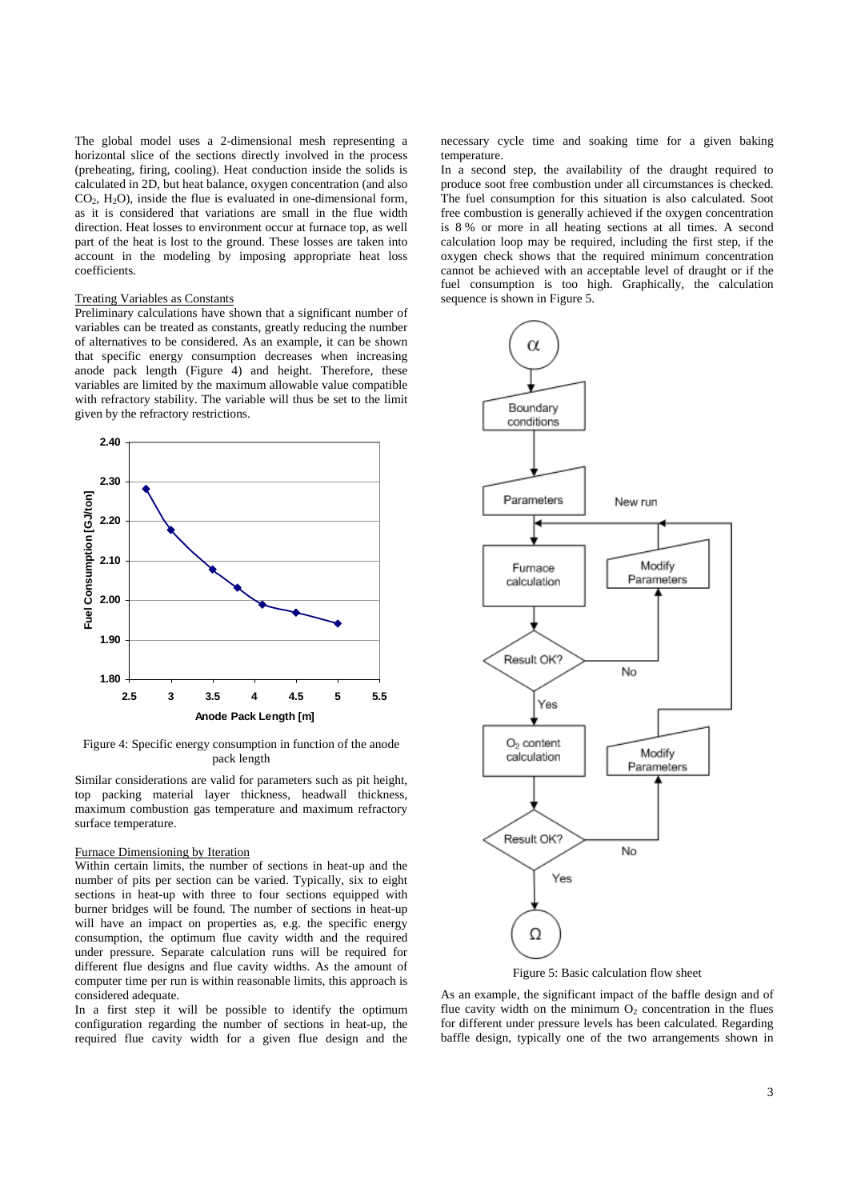The global model uses a 2-dimensional mesh representing a horizontal slice of the sections directly involved in the process (preheating, firing, cooling). Heat conduction inside the solids is calculated in 2D, but heat balance, oxygen concentration (and also $CO_2$, $H_2O$), inside the flue is evaluated in one-dimensional form, as it is considered that variations are small in the flue width direction. Heat losses to environment occur at furnace top, as well part of the heat is lost to the ground. These losses are taken into account in the modeling by imposing appropriate heat loss coefficients.

### Treating Variables as Constants

Preliminary calculations have shown that a significant number of variables can be treated as constants, greatly reducing the number of alternatives to be considered. As an example, it can be shown that specific energy consumption decreases when increasing anode pack length (Figure 4) and height. Therefore, these variables are limited by the maximum allowable value compatible with refractory stability. The variable will thus be set to the limit given by the refractory restrictions.

Fuel Consumption [GJ/ton]
2.40
2.30
2.20
2.10
2.00
1.90
1.80
2.5 3 3.5 4 4.5 5 5.5
Anode Pack Length [m]

Figure 4: Specific energy consumption in function of the anode pack length

Similar considerations are valid for parameters such as pit height, top packing material layer thickness, headwall thickness, maximum combustion gas temperature and maximum refractory surface temperature.

### Furnace Dimensioning by Iteration

Within certain limits, the number of sections in heat-up and the number of pits per section can be varied. Typically, six to eight sections in heat-up with three to four sections equipped with burner bridges will be found. The number of sections in heat-up will have an impact on properties as, e.g. the specific energy consumption, the optimum flue cavity width and the required under pressure. Separate calculation runs will be required for different flue designs and flue cavity widths. As the amount of computer time per run is within reasonable limits, this approach is considered adequate.

In a first step it will be possible to identify the optimum configuration regarding the number of sections in heat-up, the required flue cavity width for a given flue design and the necessary cycle time and soaking time for a given baking temperature.

In a second step, the availability of the draught required to produce soot free combustion under all circumstances is checked. The fuel consumption for this situation is also calculated. Soot free combustion is generally achieved if the oxygen concentration is 8 % or more in all heating sections at all times. A second calculation loop may be required, including the first step, if the oxygen check shows that the required minimum concentration cannot be achieved with an acceptable level of draught or if the fuel consumption is too high. Graphically, the calculation sequence is shown in Figure 5.

α
Boundary conditions
Parameters
New run
Furnace calculation
Modify Parameters
Result OK?
No
Yes
$O_2$ content calculation
Modify Parameters
Result OK?
No
Yes
Ω

Figure 5: Basic calculation flow sheet

As an example, the significant impact of the baffle design and of flue cavity width on the minimum $O_2$ concentration in the flues for different under pressure levels has been calculated. Regarding baffle design, typically one of the two arrangements shown in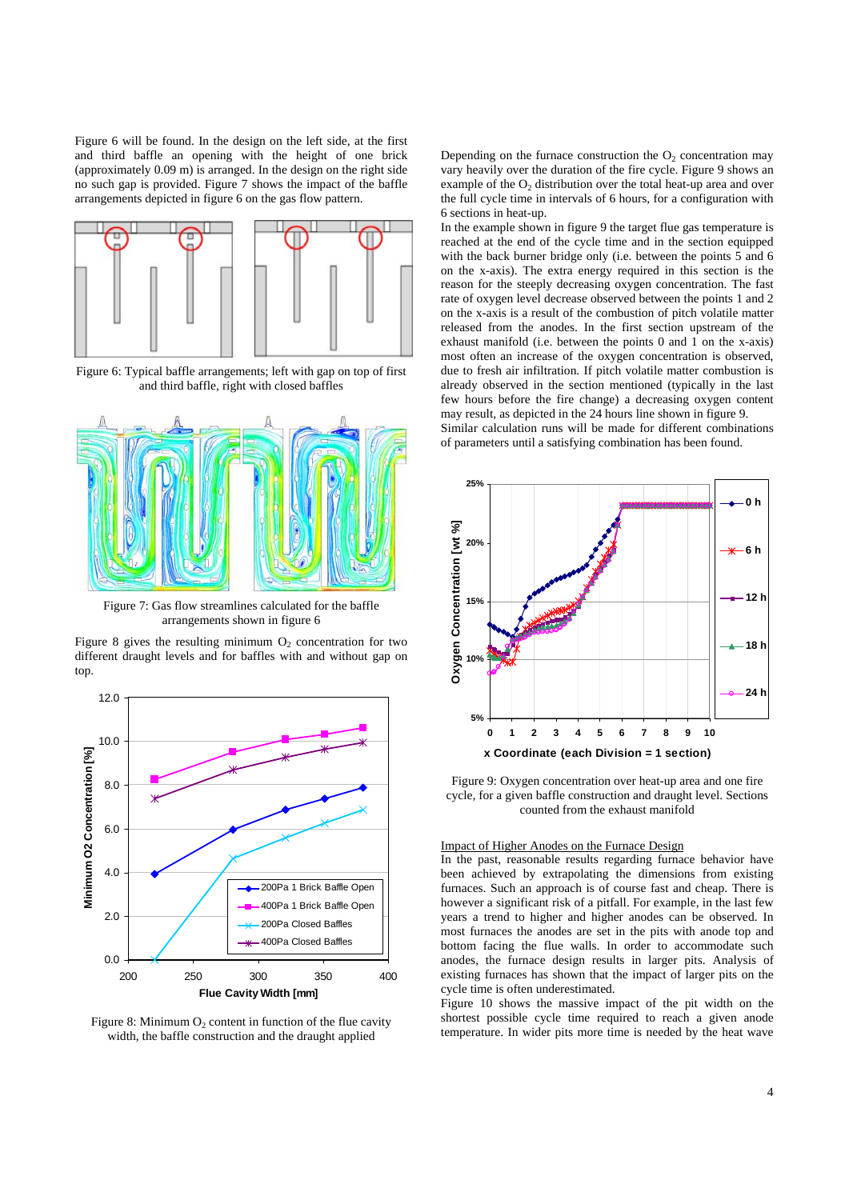Figure 6 will be found. In the design on the left side, at the first and third baffle an opening with the height of one brick (approximately 0.09 m) is arranged. In the design on the right side no such gap is provided. Figure 7 shows the impact of the baffle arrangements depicted in figure 6 on the gas flow pattern.

Figure 6: Typical baffle arrangements; left with gap on top of first and third baffle, right with closed baffles

Figure 7: Gas flow streamlines calculated for the baffle arrangements shown in figure 6

Figure 8 gives the resulting minimum $O_2$ concentration for two different draught levels and for baffles with and without gap on top.

Figure 8: Minimum $O_2$ content in function of the flue cavity width, the baffle construction and the draught applied

Depending on the furnace construction the $O_2$ concentration may vary heavily over the duration of the fire cycle. Figure 9 shows an example of the $O_2$ distribution over the total heat-up area and over the full cycle time in intervals of 6 hours, for a configuration with 6 sections in heat-up.

In the example shown in figure 9 the target flue gas temperature is reached at the end of the cycle time and in the section equipped with the back burner bridge only (i.e. between the points 5 and 6 on the x-axis). The extra energy required in this section is the reason for the steeply decreasing oxygen concentration. The fast rate of oxygen level decrease observed between the points 1 and 2 on the x-axis is a result of the combustion of pitch volatile matter released from the anodes. In the first section upstream of the exhaust manifold (i.e. between the points 0 and 1 on the x-axis) most often an increase of the oxygen concentration is observed, due to fresh air infiltration. If pitch volatile matter combustion is already observed in the section mentioned (typically in the last few hours before the fire change) a decreasing oxygen content may result, as depicted in the 24 hours line shown in figure 9.

Similar calculation runs will be made for different combinations of parameters until a satisfying combination has been found.

Figure 9: Oxygen concentration over heat-up area and one fire cycle, for a given baffle construction and draught level. Sections counted from the exhaust manifold

## Impact of Higher Anodes on the Furnace Design

In the past, reasonable results regarding furnace behavior have been achieved by extrapolating the dimensions from existing furnaces. Such an approach is of course fast and cheap. There is however a significant risk of a pitfall. For example, in the last few years a trend to higher and higher anodes can be observed. In most furnaces the anodes are set in the pits with anode top and bottom facing the flue walls. In order to accommodate such anodes, the furnace design results in larger pits. Analysis of existing furnaces has shown that the impact of larger pits on the cycle time is often underestimated.

Figure 10 shows the massive impact of the pit width on the shortest possible cycle time required to reach a given anode temperature. In wider pits more time is needed by the heat wave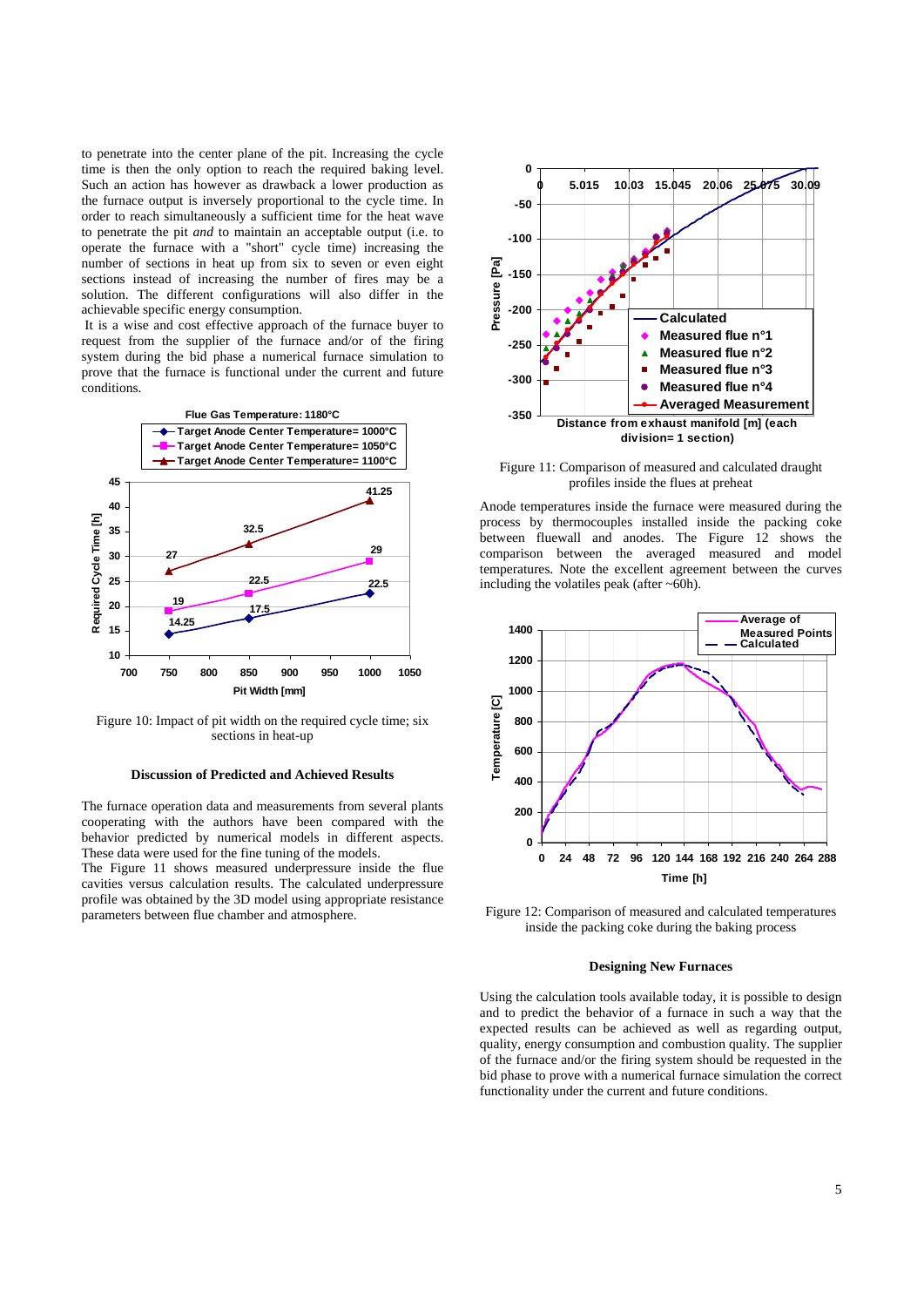to penetrate into the center plane of the pit. Increasing the cycle time is then the only option to reach the required baking level. Such an action has however as drawback a lower production as the furnace output is inversely proportional to the cycle time. In order to reach simultaneously a sufficient time for the heat wave to penetrate the pit *and* to maintain an acceptable output (i.e. to operate the furnace with a "short" cycle time) increasing the number of sections in heat up from six to seven or even eight sections instead of increasing the number of fires may be a solution. The different configurations will also differ in the achievable specific energy consumption.

It is a wise and cost effective approach of the furnace buyer to request from the supplier of the furnace and/or of the firing system during the bid phase a numerical furnace simulation to prove that the furnace is functional under the current and future conditions.

Figure 10: Impact of pit width on the required cycle time; six sections in heat-up

## Discussion of Predicted and Achieved Results

The furnace operation data and measurements from several plants cooperating with the authors have been compared with the behavior predicted by numerical models in different aspects. These data were used for the fine tuning of the models.

The Figure 11 shows measured underpressure inside the flue cavities versus calculation results. The calculated underpressure profile was obtained by the 3D model using appropriate resistance parameters between flue chamber and atmosphere.

Figure 11: Comparison of measured and calculated draught profiles inside the flues at preheat

Anode temperatures inside the furnace were measured during the process by thermocouples installed inside the packing coke between fluewall and anodes. The Figure 12 shows the comparison between the averaged measured and model temperatures. Note the excellent agreement between the curves including the volatiles peak (after ~60h).

Figure 12: Comparison of measured and calculated temperatures inside the packing coke during the baking process

## Designing New Furnaces

Using the calculation tools available today, it is possible to design and to predict the behavior of a furnace in such a way that the expected results can be achieved as well as regarding output, quality, energy consumption and combustion quality. The supplier of the furnace and/or the firing system should be requested in the bid phase to prove with a numerical furnace simulation the correct functionality under the current and future conditions.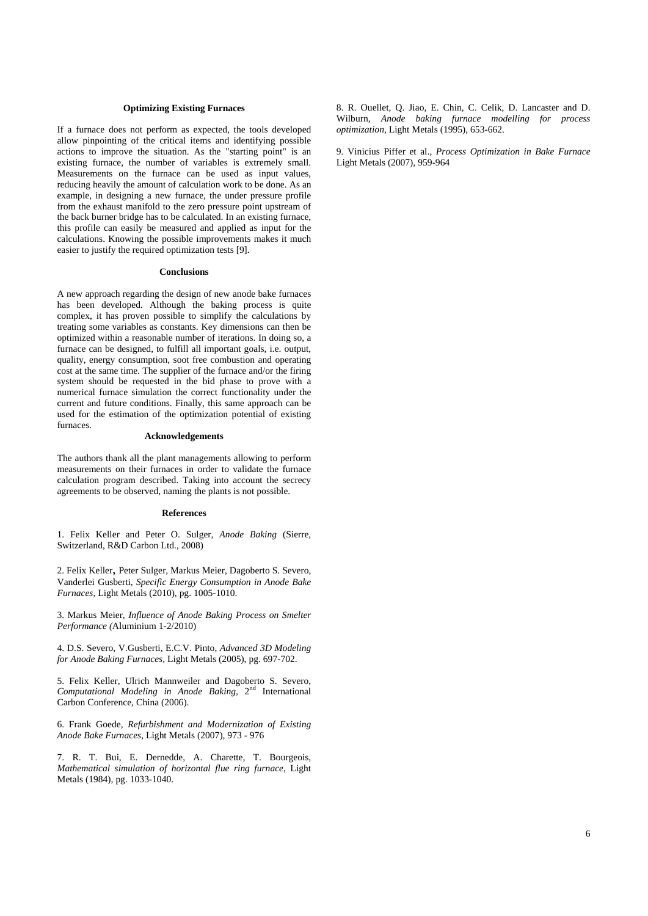## Optimizing Existing Furnaces

If a furnace does not perform as expected, the tools developed allow pinpointing of the critical items and identifying possible actions to improve the situation. As the "starting point" is an existing furnace, the number of variables is extremely small. Measurements on the furnace can be used as input values, reducing heavily the amount of calculation work to be done. As an example, in designing a new furnace, the under pressure profile from the exhaust manifold to the zero pressure point upstream of the back burner bridge has to be calculated. In an existing furnace, this profile can easily be measured and applied as input for the calculations. Knowing the possible improvements makes it much easier to justify the required optimization tests [9].

## Conclusions

A new approach regarding the design of new anode bake furnaces has been developed. Although the baking process is quite complex, it has proven possible to simplify the calculations by treating some variables as constants. Key dimensions can then be optimized within a reasonable number of iterations. In doing so, a furnace can be designed, to fulfill all important goals, i.e. output, quality, energy consumption, soot free combustion and operating cost at the same time. The supplier of the furnace and/or the firing system should be requested in the bid phase to prove with a numerical furnace simulation the correct functionality under the current and future conditions. Finally, this same approach can be used for the estimation of the optimization potential of existing furnaces.

## Acknowledgements

The authors thank all the plant managements allowing to perform measurements on their furnaces in order to validate the furnace calculation program described. Taking into account the secrecy agreements to be observed, naming the plants is not possible.

## References

1. Felix Keller and Peter O. Sulger, *Anode Baking* (Sierre, Switzerland, R&D Carbon Ltd., 2008)

2. Felix Keller, Peter Sulger, Markus Meier, Dagoberto S. Severo, Vanderlei Gusberti, *Specific Energy Consumption in Anode Bake Furnaces*, Light Metals (2010), pg. 1005-1010.

3. Markus Meier, *Influence of Anode Baking Process on Smelter Performance (*Aluminium 1-2/2010)

4. D.S. Severo, V.Gusberti, E.C.V. Pinto, *Advanced 3D Modeling for Anode Baking Furnaces*, Light Metals (2005), pg. 697-702.

5. Felix Keller, Ulrich Mannweiler and Dagoberto S. Severo, *Computational Modeling in Anode Baking*, 2nd International Carbon Conference, China (2006).

6. Frank Goede, *Refurbishment and Modernization of Existing Anode Bake Furnaces*, Light Metals (2007), 973 - 976

7. R. T. Bui, E. Dernedde, A. Charette, T. Bourgeois, *Mathematical simulation of horizontal flue ring furnace*, Light Metals (1984), pg. 1033-1040.

8. R. Ouellet, Q. Jiao, E. Chin, C. Celik, D. Lancaster and D. Wilburn, *Anode baking furnace modelling for process optimization*, Light Metals (1995), 653-662.

9. Vinicius Piffer et al., *Process Optimization in Bake Furnace* Light Metals (2007), 959-964